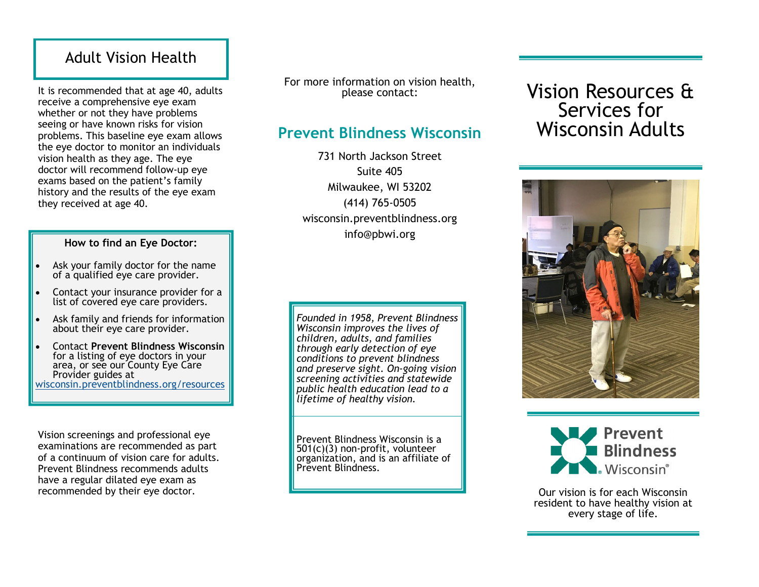## Adult Vision Health

It is recommended that at age 40, adults receive a comprehensive eye exam whether or not they have problems seeing or have known risks for vision problems. This baseline eye exam allows the eye doctor to monitor an individuals vision health as they age. The eye doctor will recommend follow-up eye exams based on the patient's family history and the results of the eye exam they received at age 40.

**How to find an Eye Doctor:**

- Ask your family doctor for the name of a qualified eye care provider.
- Contact your insurance provider for a list of covered eye care providers.
- Ask family and friends for information about their eye care provider.
- Contact **Prevent Blindness Wisconsin** for a listing of eye doctors in your area, or see our County Eye Care Provider guides at wisconsin.preventblindness.org/resources

Vision screenings and professional eye examinations are recommended as part of a continuum of vision care for adults. Prevent Blindness recommends adults have a regular dilated eye exam as recommended by their eye doctor.

For more information on vision health, please contact:

## Prevent Blindness Wisconsin

731 North Jackson Street
Suite 405
Milwaukee, WI 53202
(414) 765-0505
wisconsin.preventblindness.org
info@pbwi.org

*Founded in 1958, Prevent Blindness Wisconsin improves the lives of children, adults, and families through early detection of eye conditions to prevent blindness and preserve sight. On-going vision screening activities and statewide public health education lead to a lifetime of healthy vision.*

Prevent Blindness Wisconsin is a 501(c)(3) non-profit, volunteer organization, and is an affiliate of Prevent Blindness.

# Vision Resources & Services for Wisconsin Adults

Prevent Blindness Wisconsin

Our vision is for each Wisconsin resident to have healthy vision at every stage of life.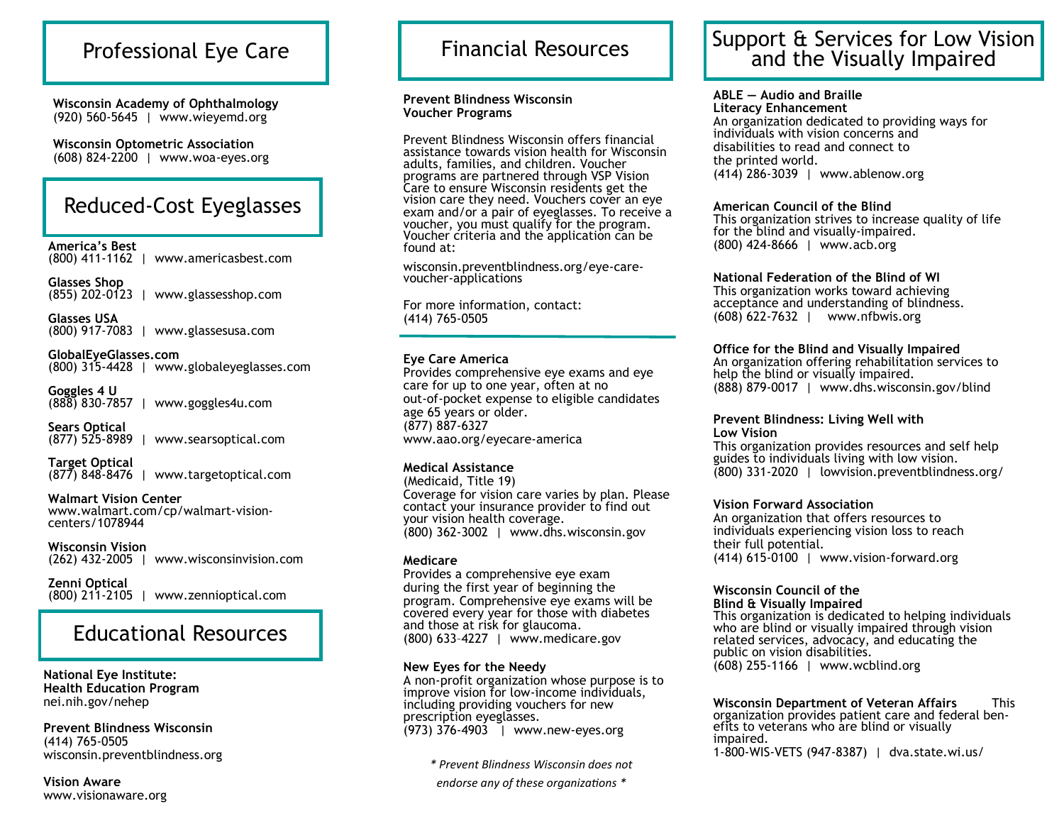## Professional Eye Care

**Wisconsin Academy of Ophthalmology**
(920) 560-5645 | www.wieyemd.org

**Wisconsin Optometric Association**
(608) 824-2200 | www.woa-eyes.org

## Reduced-Cost Eyeglasses

**America's Best**
(800) 411-1162 | www.americasbest.com

**Glasses Shop**
(855) 202-0123 | www.glassesshop.com

**Glasses USA**
(800) 917-7083 | www.glassesusa.com

**GlobalEyeGlasses.com**
(800) 315-4428 | www.globaleyeglasses.com

**Goggles 4 U**
(888) 830-7857 | www.goggles4u.com

**Sears Optical**
(877) 525-8989 | www.searsoptical.com

**Target Optical**
(877) 848-8476 | www.targetoptical.com

**Walmart Vision Center**
www.walmart.com/cp/walmart-vision-centers/1078944

**Wisconsin Vision**
(262) 432-2005 | www.wisconsinvision.com

**Zenni Optical**
(800) 211-2105 | www.zennioptical.com

## Educational Resources

**National Eye Institute: Health Education Program**
nei.nih.gov/nehep

**Prevent Blindness Wisconsin**
(414) 765-0505
wisconsin.preventblindness.org

**Vision Aware**
www.visionaware.org

## Financial Resources

**Prevent Blindness Wisconsin Voucher Programs**

Prevent Blindness Wisconsin offers financial assistance towards vision health for Wisconsin adults, families, and children. Voucher programs are partnered through VSP Vision Care to ensure Wisconsin residents get the vision care they need. Vouchers cover an eye exam and/or a pair of eyeglasses. To receive a voucher, you must qualify for the program. Voucher criteria and the application can be found at:

wisconsin.preventblindness.org/eye-care-voucher-applications

For more information, contact:
(414) 765-0505

---

**Eye Care America**
Provides comprehensive eye exams and eye care for up to one year, often at no out-of-pocket expense to eligible candidates age 65 years or older.
(877) 887-6327
www.aao.org/eyecare-america

**Medical Assistance**
(Medicaid, Title 19)
Coverage for vision care varies by plan. Please contact your insurance provider to find out your vision health coverage.
(800) 362-3002 | www.dhs.wisconsin.gov

**Medicare**
Provides a comprehensive eye exam during the first year of beginning the program. Comprehensive eye exams will be covered every year for those with diabetes and those at risk for glaucoma.
(800) 633-4227 | www.medicare.gov

**New Eyes for the Needy**
A non-profit organization whose purpose is to improve vision for low-income individuals, including providing vouchers for new prescription eyeglasses.
(973) 376-4903 | www.new-eyes.org

*\* Prevent Blindness Wisconsin does not endorse any of these organizations \**

## Support & Services for Low Vision and the Visually Impaired

**ABLE — Audio and Braille Literacy Enhancement**
An organization dedicated to providing ways for individuals with vision concerns and disabilities to read and connect to the printed world.
(414) 286-3039 | www.ablenow.org

**American Council of the Blind**
This organization strives to increase quality of life for the blind and visually-impaired.
(800) 424-8666 | www.acb.org

**National Federation of the Blind of WI**
This organization works toward achieving acceptance and understanding of blindness.
(608) 622-7632 | www.nfbwis.org

**Office for the Blind and Visually Impaired**
An organization offering rehabilitation services to help the blind or visually impaired.
(888) 879-0017 | www.dhs.wisconsin.gov/blind

**Prevent Blindness: Living Well with Low Vision**
This organization provides resources and self help guides to individuals living with low vision.
(800) 331-2020 | lowvision.preventblindness.org/

**Vision Forward Association**
An organization that offers resources to individuals experiencing vision loss to reach their full potential.
(414) 615-0100 | www.vision-forward.org

**Wisconsin Council of the Blind & Visually Impaired**
This organization is dedicated to helping individuals who are blind or visually impaired through vision related services, advocacy, and educating the public on vision disabilities.
(608) 255-1166 | www.wcblind.org

**Wisconsin Department of Veteran Affairs**
This organization provides patient care and federal benefits to veterans who are blind or visually impaired.
1-800-WIS-VETS (947-8387) | dva.state.wi.us/